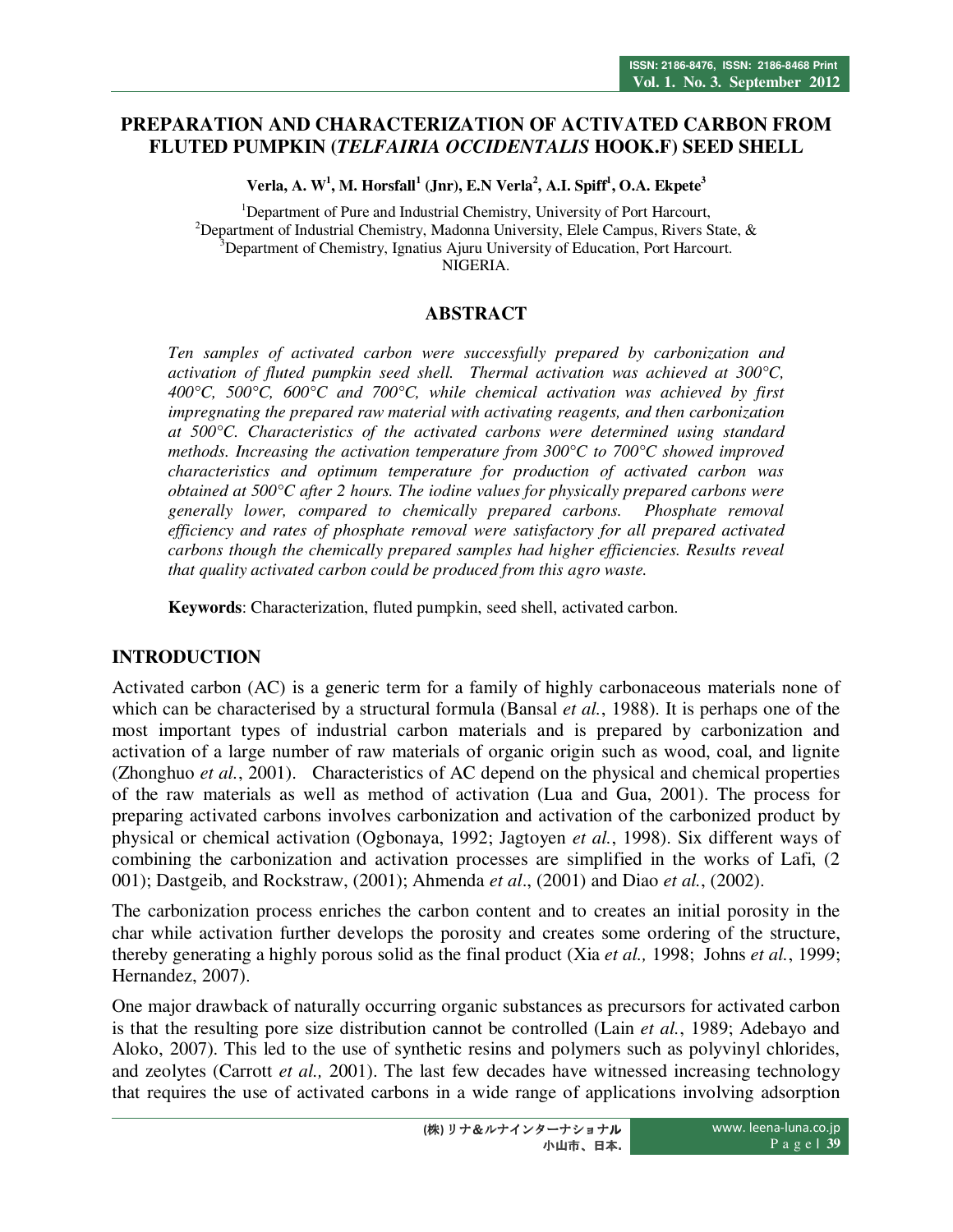# PREPARATION AND CHARACTERIZATION OF ACTIVATED CARBON FROM FLUTED PUMPKIN (*TELFAIRIA OCCIDENTALIS* HOOK.F) SEED SHELL

**Verla, A. W[1], M. Horsfall[1] (Jnr), E.N Verla[2], A.I. Spiff[1], O.A. Ekpete[3]**

[1]Department of Pure and Industrial Chemistry, University of Port Harcourt,
[2]Department of Industrial Chemistry, Madonna University, Elele Campus, Rivers State, &
[3]Department of Chemistry, Ignatius Ajuru University of Education, Port Harcourt.
NIGERIA.

## ABSTRACT

*Ten samples of activated carbon were successfully prepared by carbonization and activation of fluted pumpkin seed shell. Thermal activation was achieved at 300°C, 400°C, 500°C, 600°C and 700°C, while chemical activation was achieved by first impregnating the prepared raw material with activating reagents, and then carbonization at 500°C. Characteristics of the activated carbons were determined using standard methods. Increasing the activation temperature from 300°C to 700°C showed improved characteristics and optimum temperature for production of activated carbon was obtained at 500°C after 2 hours. The iodine values for physically prepared carbons were generally lower, compared to chemically prepared carbons. Phosphate removal efficiency and rates of phosphate removal were satisfactory for all prepared activated carbons though the chemically prepared samples had higher efficiencies. Results reveal that quality activated carbon could be produced from this agro waste.*

**Keywords**: Characterization, fluted pumpkin, seed shell, activated carbon.

## INTRODUCTION

Activated carbon (AC) is a generic term for a family of highly carbonaceous materials none of which can be characterised by a structural formula (Bansal *et al.*, 1988). It is perhaps one of the most important types of industrial carbon materials and is prepared by carbonization and activation of a large number of raw materials of organic origin such as wood, coal, and lignite (Zhonghuo *et al.*, 2001). Characteristics of AC depend on the physical and chemical properties of the raw materials as well as method of activation (Lua and Gua, 2001). The process for preparing activated carbons involves carbonization and activation of the carbonized product by physical or chemical activation (Ogbonaya, 1992; Jagtoyen *et al.*, 1998). Six different ways of combining the carbonization and activation processes are simplified in the works of Lafi, (2 001); Dastgeib, and Rockstraw, (2001); Ahmenda *et al*., (2001) and Diao *et al.*, (2002).

The carbonization process enriches the carbon content and to creates an initial porosity in the char while activation further develops the porosity and creates some ordering of the structure, thereby generating a highly porous solid as the final product (Xia *et al.,* 1998; Johns *et al.*, 1999; Hernandez, 2007).

One major drawback of naturally occurring organic substances as precursors for activated carbon is that the resulting pore size distribution cannot be controlled (Lain *et al.*, 1989; Adebayo and Aloko, 2007). This led to the use of synthetic resins and polymers such as polyvinyl chlorides, and zeolytes (Carrott *et al.,* 2001). The last few decades have witnessed increasing technology that requires the use of activated carbons in a wide range of applications involving adsorption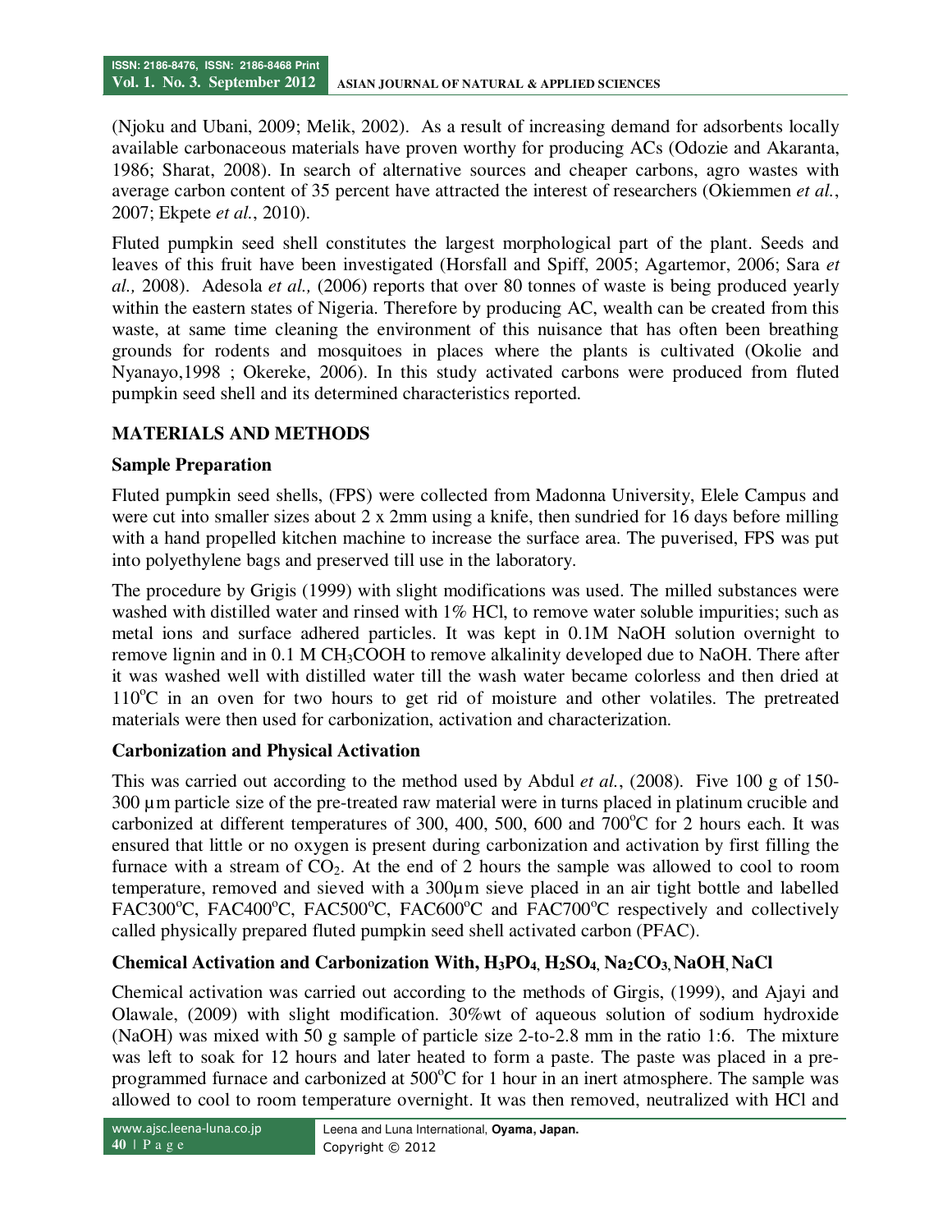(Njoku and Ubani, 2009; Melik, 2002). As a result of increasing demand for adsorbents locally available carbonaceous materials have proven worthy for producing ACs (Odozie and Akaranta, 1986; Sharat, 2008). In search of alternative sources and cheaper carbons, agro wastes with average carbon content of 35 percent have attracted the interest of researchers (Okiemmen *et al.*, 2007; Ekpete *et al.*, 2010).

Fluted pumpkin seed shell constitutes the largest morphological part of the plant. Seeds and leaves of this fruit have been investigated (Horsfall and Spiff, 2005; Agartemor, 2006; Sara *et al.,* 2008). Adesola *et al.,* (2006) reports that over 80 tonnes of waste is being produced yearly within the eastern states of Nigeria. Therefore by producing AC, wealth can be created from this waste, at same time cleaning the environment of this nuisance that has often been breathing grounds for rodents and mosquitoes in places where the plants is cultivated (Okolie and Nyanayo,1998 ; Okereke, 2006). In this study activated carbons were produced from fluted pumpkin seed shell and its determined characteristics reported.

## MATERIALS AND METHODS

### Sample Preparation

Fluted pumpkin seed shells, (FPS) were collected from Madonna University, Elele Campus and were cut into smaller sizes about 2 x 2mm using a knife, then sundried for 16 days before milling with a hand propelled kitchen machine to increase the surface area. The puverised, FPS was put into polyethylene bags and preserved till use in the laboratory.

The procedure by Grigis (1999) with slight modifications was used. The milled substances were washed with distilled water and rinsed with 1% HCl, to remove water soluble impurities; such as metal ions and surface adhered particles. It was kept in 0.1M NaOH solution overnight to remove lignin and in 0.1 M $CH_3COOH$ to remove alkalinity developed due to NaOH. There after it was washed well with distilled water till the wash water became colorless and then dried at 110°C in an oven for two hours to get rid of moisture and other volatiles. The pretreated materials were then used for carbonization, activation and characterization.

### Carbonization and Physical Activation

This was carried out according to the method used by Abdul *et al.*, (2008). Five 100 g of 150-300 μm particle size of the pre-treated raw material were in turns placed in platinum crucible and carbonized at different temperatures of 300, 400, 500, 600 and 700°C for 2 hours each. It was ensured that little or no oxygen is present during carbonization and activation by first filling the furnace with a stream of $CO_2$. At the end of 2 hours the sample was allowed to cool to room temperature, removed and sieved with a 300μm sieve placed in an air tight bottle and labelled FAC300°C, FAC400°C, FAC500°C, FAC600°C and FAC700°C respectively and collectively called physically prepared fluted pumpkin seed shell activated carbon (PFAC).

### Chemical Activation and Carbonization With, $H_3PO_4$, $H_2SO_4$, $Na_2CO_3$, NaOH, NaCl

Chemical activation was carried out according to the methods of Girgis, (1999), and Ajayi and Olawale, (2009) with slight modification. 30%wt of aqueous solution of sodium hydroxide (NaOH) was mixed with 50 g sample of particle size 2-to-2.8 mm in the ratio 1:6. The mixture was left to soak for 12 hours and later heated to form a paste. The paste was placed in a pre-programmed furnace and carbonized at 500°C for 1 hour in an inert atmosphere. The sample was allowed to cool to room temperature overnight. It was then removed, neutralized with HCl and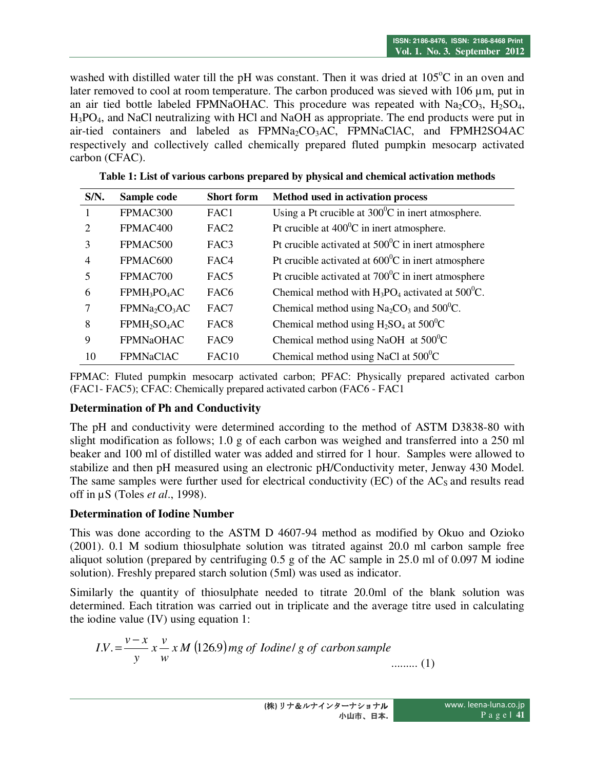washed with distilled water till the pH was constant. Then it was dried at $105^oC$ in an oven and later removed to cool at room temperature. The carbon produced was sieved with 106 µm, put in an air tied bottle labeled FPMNaOHAC. This procedure was repeated with $Na_2CO_3$, $H_2SO_4$, $H_3PO_4$, and NaCl neutralizing with HCl and NaOH as appropriate. The end products were put in air-tied containers and labeled as $FPMNa_2CO_3AC$, FPMNaClAC, and FPMH2SO4AC respectively and collectively called chemically prepared fluted pumpkin mesocarp activated carbon (CFAC).

**Table 1: List of various carbons prepared by physical and chemical activation methods**

| S/N. | Sample code | Short form | Method used in activation process |
|---|---|---|---|
| 1 | FPMAC300 | FAC1 | Using a Pt crucible at $300^0C$ in inert atmosphere. |
| 2 | FPMAC400 | FAC2 | Pt crucible at $400^0C$ in inert atmosphere. |
| 3 | FPMAC500 | FAC3 | Pt crucible activated at $500^0C$ in inert atmosphere |
| 4 | FPMAC600 | FAC4 | Pt crucible activated at $600^0C$ in inert atmosphere |
| 5 | FPMAC700 | FAC5 | Pt crucible activated at $700^0C$ in inert atmosphere |
| 6 | $FPMH_3PO_4AC$ | FAC6 | Chemical method with $H_3PO_4$ activated at $500^0C$. |
| 7 | $FPMNa_2CO_3AC$ | FAC7 | Chemical method using $Na_2CO_3$ and $500^0C$. |
| 8 | $FPMH_2SO_4AC$ | FAC8 | Chemical method using $H_2SO_4$ at $500^0C$ |
| 9 | FPMNaOHAC | FAC9 | Chemical method using NaOH at $500^0C$ |
| 10 | FPMNaClAC | FAC10 | Chemical method using NaCl at $500^0C$ |

FPMAC: Fluted pumpkin mesocarp activated carbon; PFAC: Physically prepared activated carbon (FAC1- FAC5); CFAC: Chemically prepared activated carbon (FAC6 - FAC1

### Determination of Ph and Conductivity

The pH and conductivity were determined according to the method of ASTM D3838-80 with slight modification as follows; 1.0 g of each carbon was weighed and transferred into a 250 ml beaker and 100 ml of distilled water was added and stirred for 1 hour. Samples were allowed to stabilize and then pH measured using an electronic pH/Conductivity meter, Jenway 430 Model. The same samples were further used for electrical conductivity (EC) of the $AC_S$ and results read off in µS (Toles *et al*., 1998).

### Determination of Iodine Number

This was done according to the ASTM D 4607-94 method as modified by Okuo and Ozioko (2001). 0.1 M sodium thiosulphate solution was titrated against 20.0 ml carbon sample free aliquot solution (prepared by centrifuging 0.5 g of the AC sample in 25.0 ml of 0.097 M iodine solution). Freshly prepared starch solution (5ml) was used as indicator.

Similarly the quantity of thiosulphate needed to titrate 20.0ml of the blank solution was determined. Each titration was carried out in triplicate and the average titre used in calculating the iodine value (IV) using equation 1:

$$I.V. = \frac{v - x}{y} \, x \, \frac{v}{w} \, x \, M \, (126.9) \, mg \text{ of Iodine} / g \text{ of carbon sample} \quad \text{......... (1)}$$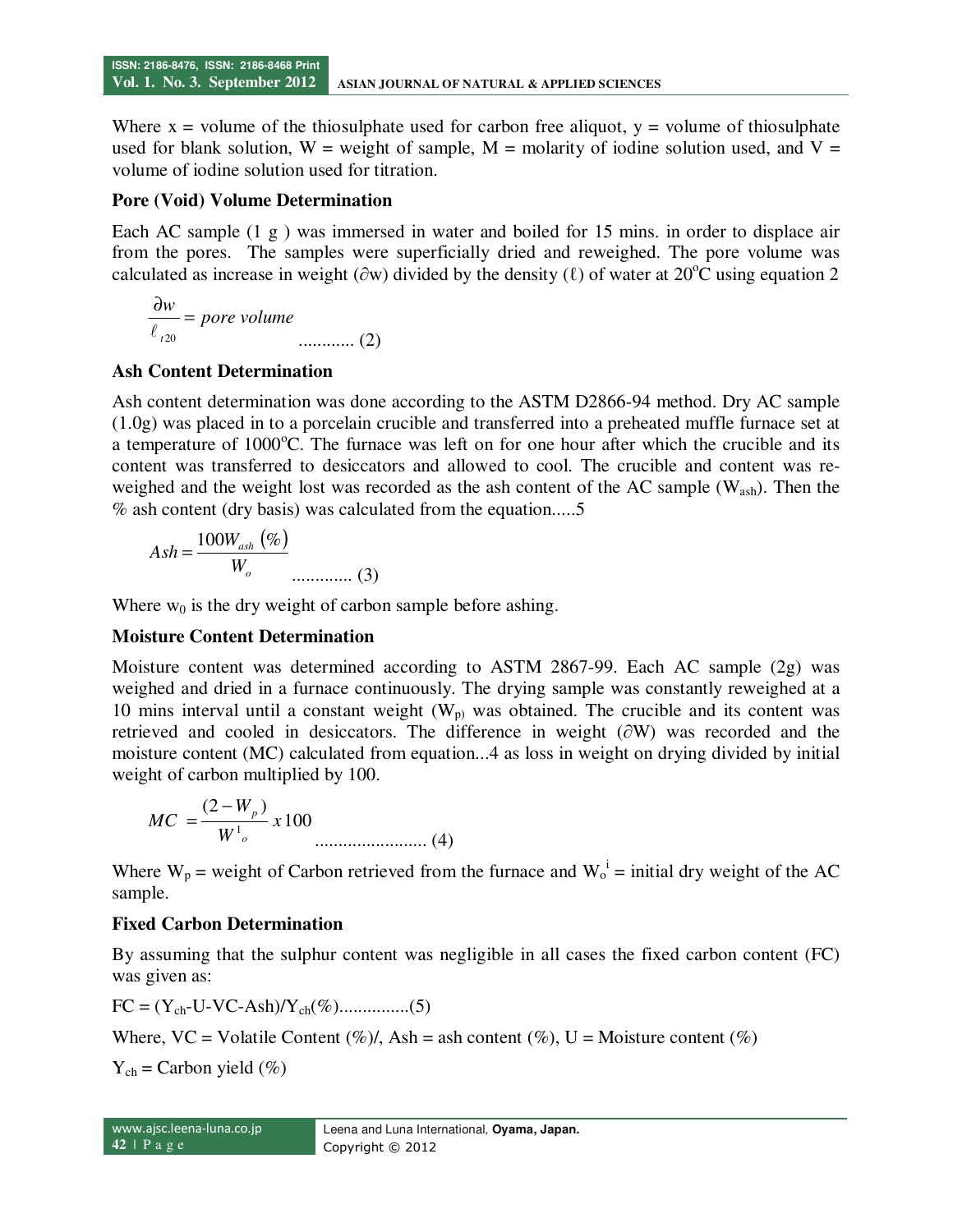Where x = volume of the thiosulphate used for carbon free aliquot, y = volume of thiosulphate used for blank solution, W = weight of sample, M = molarity of iodine solution used, and V = volume of iodine solution used for titration.

**Pore (Void) Volume Determination**

Each AC sample (1 g ) was immersed in water and boiled for 15 mins. in order to displace air from the pores. The samples were superficially dried and reweighed. The pore volume was calculated as increase in weight ($\partial$w) divided by the density ($\ell$) of water at 20$^o$C using equation 2

$$\frac{\partial w}{\ell_{t20}} = pore\ volume \qquad \text{............ (2)}$$

**Ash Content Determination**

Ash content determination was done according to the ASTM D2866-94 method. Dry AC sample (1.0g) was placed in to a porcelain crucible and transferred into a preheated muffle furnace set at a temperature of 1000$^o$C. The furnace was left on for one hour after which the crucible and its content was transferred to desiccators and allowed to cool. The crucible and content was re-weighed and the weight lost was recorded as the ash content of the AC sample ($W_{ash}$). Then the % ash content (dry basis) was calculated from the equation.....5

$$Ash = \frac{100W_{ash}\,(\%)}{W_o} \qquad \text{............. (3)}$$

Where $w_0$ is the dry weight of carbon sample before ashing.

**Moisture Content Determination**

Moisture content was determined according to ASTM 2867-99. Each AC sample (2g) was weighed and dried in a furnace continuously. The drying sample was constantly reweighed at a 10 mins interval until a constant weight ($W_p$) was obtained. The crucible and its content was retrieved and cooled in desiccators. The difference in weight ($\partial$W) was recorded and the moisture content (MC) calculated from equation...4 as loss in weight on drying divided by initial weight of carbon multiplied by 100.

$$MC = \frac{(2 - W_p)}{W^1_o} x\,100 \qquad \text{........................ (4)}$$

Where $W_p$ = weight of Carbon retrieved from the furnace and $W_o^i$ = initial dry weight of the AC sample.

**Fixed Carbon Determination**

By assuming that the sulphur content was negligible in all cases the fixed carbon content (FC) was given as:

FC = ($Y_{ch}$-U-VC-Ash)/$Y_{ch}$(%)...............(5)

Where, VC = Volatile Content (%)/, Ash = ash content (%), U = Moisture content (%)

$Y_{ch}$ = Carbon yield (%)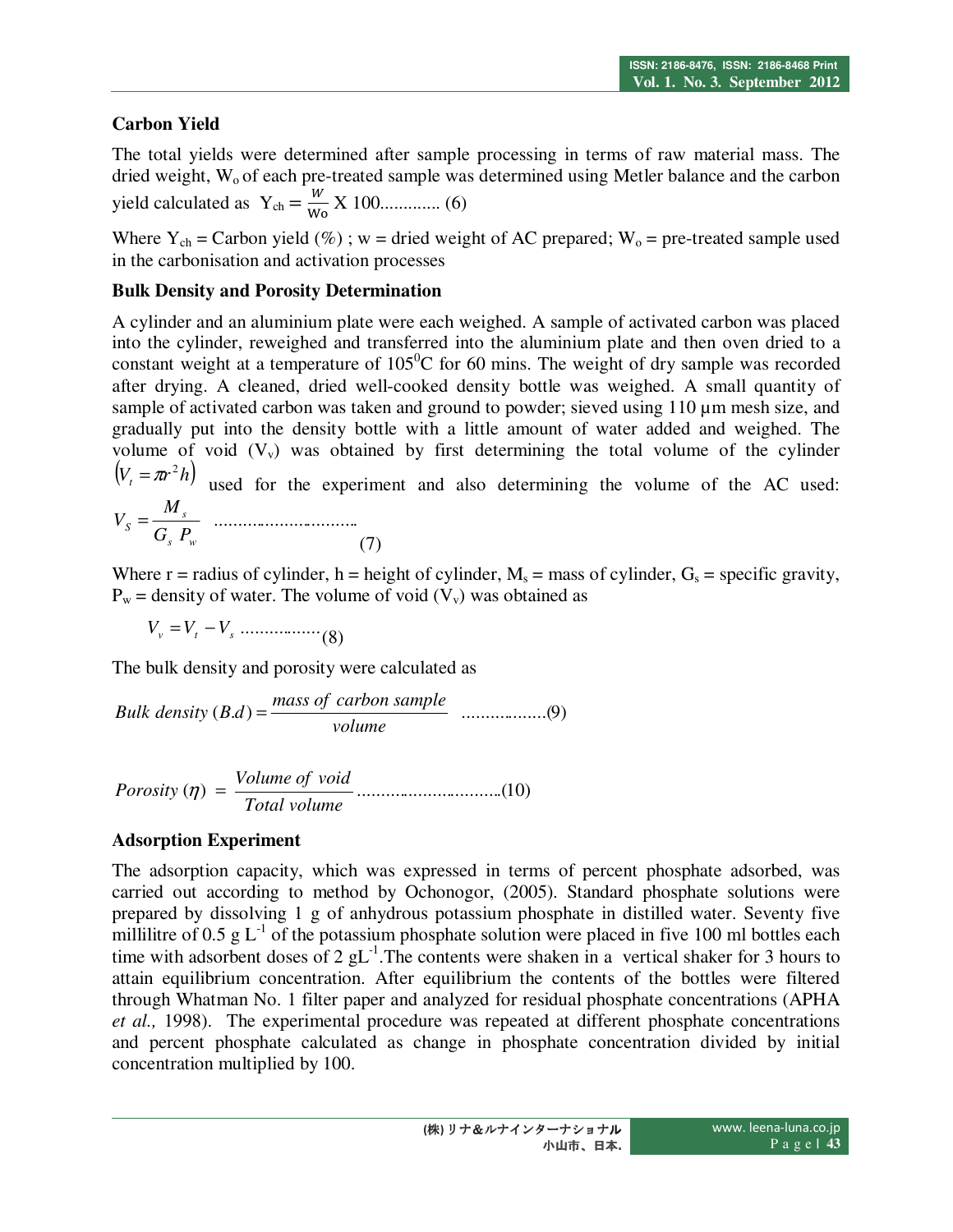## Carbon Yield

The total yields were determined after sample processing in terms of raw material mass. The dried weight, $W_o$ of each pre-treated sample was determined using Metler balance and the carbon yield calculated as $Y_{ch} = \frac{w}{W_o} X\ 100$............. (6)

Where $Y_{ch}$ = Carbon yield (%) ; w = dried weight of AC prepared; $W_o$ = pre-treated sample used in the carbonisation and activation processes

## Bulk Density and Porosity Determination

A cylinder and an aluminium plate were each weighed. A sample of activated carbon was placed into the cylinder, reweighed and transferred into the aluminium plate and then oven dried to a constant weight at a temperature of $105^0$C for 60 mins. The weight of dry sample was recorded after drying. A cleaned, dried well-cooked density bottle was weighed. A small quantity of sample of activated carbon was taken and ground to powder; sieved using 110 µm mesh size, and gradually put into the density bottle with a little amount of water added and weighed. The volume of void ($V_v$) was obtained by first determining the total volume of the cylinder $\left(V_t = \pi r^2 h\right)$ used for the experiment and also determining the volume of the AC used:

$$V_S = \frac{M_s}{G_s\ P_w} \quad \text{..........................} \quad (7)$$

Where r = radius of cylinder, h = height of cylinder, $M_s$ = mass of cylinder, $G_s$ = specific gravity, $P_w$ = density of water. The volume of void ($V_v$) was obtained as

$$V_v = V_t - V_s \quad \text{.................} (8)$$

The bulk density and porosity were calculated as

$$Bulk\ density\ (B.d) = \frac{mass\ of\ carbon\ sample}{volume} \quad \text{..................(9)}$$

$$Porosity\ (\eta)\ =\ \frac{Volume\ of\ void}{Total\ volume} \text{..............................(10)}$$

## Adsorption Experiment

The adsorption capacity, which was expressed in terms of percent phosphate adsorbed, was carried out according to method by Ochonogor, (2005). Standard phosphate solutions were prepared by dissolving 1 g of anhydrous potassium phosphate in distilled water. Seventy five millilitre of 0.5 g $L^{-1}$ of the potassium phosphate solution were placed in five 100 ml bottles each time with adsorbent doses of 2 $gL^{-1}$.The contents were shaken in a vertical shaker for 3 hours to attain equilibrium concentration. After equilibrium the contents of the bottles were filtered through Whatman No. 1 filter paper and analyzed for residual phosphate concentrations (APHA *et al.,* 1998). The experimental procedure was repeated at different phosphate concentrations and percent phosphate calculated as change in phosphate concentration divided by initial concentration multiplied by 100.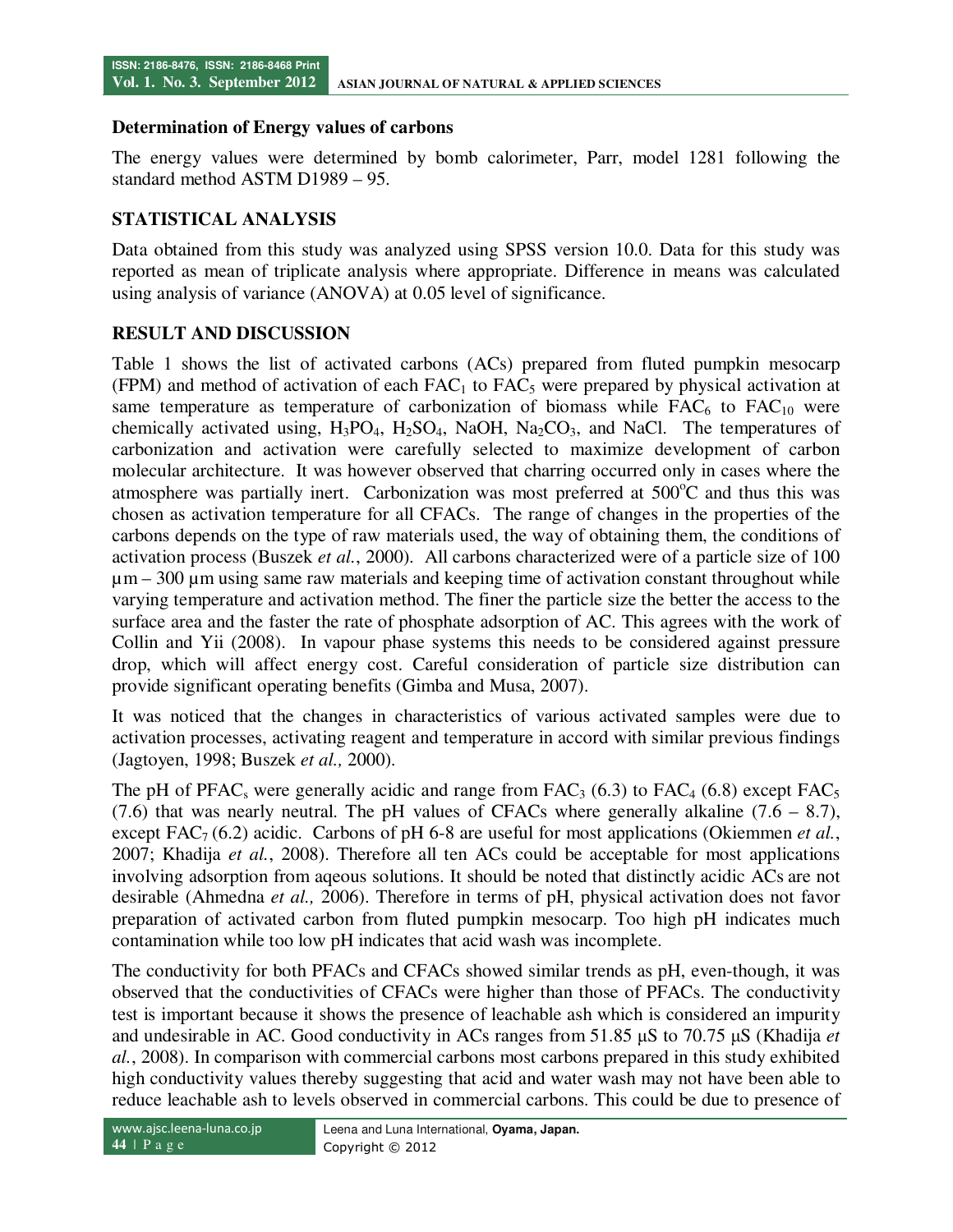### Determination of Energy values of carbons

The energy values were determined by bomb calorimeter, Parr, model 1281 following the standard method ASTM D1989 – 95.

## STATISTICAL ANALYSIS

Data obtained from this study was analyzed using SPSS version 10.0. Data for this study was reported as mean of triplicate analysis where appropriate. Difference in means was calculated using analysis of variance (ANOVA) at 0.05 level of significance.

## RESULT AND DISCUSSION

Table 1 shows the list of activated carbons (ACs) prepared from fluted pumpkin mesocarp (FPM) and method of activation of each $FAC_1$ to $FAC_5$ were prepared by physical activation at same temperature as temperature of carbonization of biomass while $FAC_6$ to $FAC_{10}$ were chemically activated using, $H_3PO_4$, $H_2SO_4$, NaOH, $Na_2CO_3$, and NaCl. The temperatures of carbonization and activation were carefully selected to maximize development of carbon molecular architecture. It was however observed that charring occurred only in cases where the atmosphere was partially inert. Carbonization was most preferred at $500^oC$ and thus this was chosen as activation temperature for all CFACs. The range of changes in the properties of the carbons depends on the type of raw materials used, the way of obtaining them, the conditions of activation process (Buszek *et al.*, 2000). All carbons characterized were of a particle size of 100 µm – 300 µm using same raw materials and keeping time of activation constant throughout while varying temperature and activation method. The finer the particle size the better the access to the surface area and the faster the rate of phosphate adsorption of AC. This agrees with the work of Collin and Yii (2008). In vapour phase systems this needs to be considered against pressure drop, which will affect energy cost. Careful consideration of particle size distribution can provide significant operating benefits (Gimba and Musa, 2007).

It was noticed that the changes in characteristics of various activated samples were due to activation processes, activating reagent and temperature in accord with similar previous findings (Jagtoyen, 1998; Buszek *et al.,* 2000).

The pH of $PFAC_s$ were generally acidic and range from $FAC_3$ (6.3) to $FAC_4$ (6.8) except $FAC_5$ (7.6) that was nearly neutral. The pH values of CFACs where generally alkaline (7.6 – 8.7), except $FAC_7$ (6.2) acidic. Carbons of pH 6-8 are useful for most applications (Okiemmen *et al.*, 2007; Khadija *et al.*, 2008). Therefore all ten ACs could be acceptable for most applications involving adsorption from aqeous solutions. It should be noted that distinctly acidic ACs are not desirable (Ahmedna *et al.,* 2006). Therefore in terms of pH, physical activation does not favor preparation of activated carbon from fluted pumpkin mesocarp. Too high pH indicates much contamination while too low pH indicates that acid wash was incomplete.

The conductivity for both PFACs and CFACs showed similar trends as pH, even-though, it was observed that the conductivities of CFACs were higher than those of PFACs. The conductivity test is important because it shows the presence of leachable ash which is considered an impurity and undesirable in AC. Good conductivity in ACs ranges from 51.85 µS to 70.75 µS (Khadija *et al.*, 2008). In comparison with commercial carbons most carbons prepared in this study exhibited high conductivity values thereby suggesting that acid and water wash may not have been able to reduce leachable ash to levels observed in commercial carbons. This could be due to presence of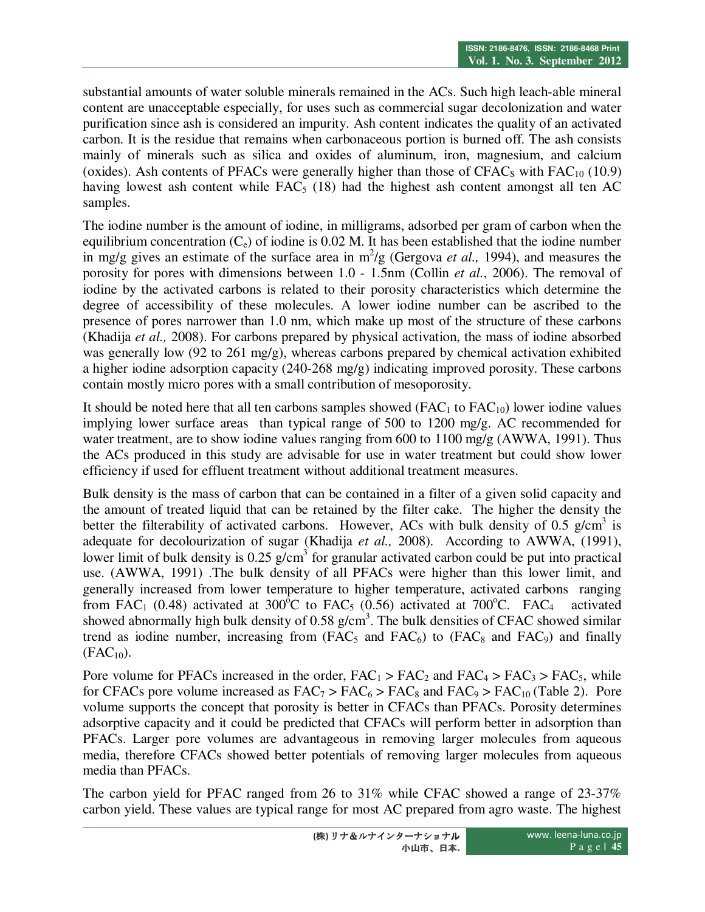substantial amounts of water soluble minerals remained in the ACs. Such high leach-able mineral content are unacceptable especially, for uses such as commercial sugar decolonization and water purification since ash is considered an impurity. Ash content indicates the quality of an activated carbon. It is the residue that remains when carbonaceous portion is burned off. The ash consists mainly of minerals such as silica and oxides of aluminum, iron, magnesium, and calcium (oxides). Ash contents of PFACs were generally higher than those of $CFAC_S$ with $FAC_{10}$ (10.9) having lowest ash content while $FAC_5$ (18) had the highest ash content amongst all ten AC samples.

The iodine number is the amount of iodine, in milligrams, adsorbed per gram of carbon when the equilibrium concentration ($C_e$) of iodine is 0.02 M. It has been established that the iodine number in mg/g gives an estimate of the surface area in $m^2/g$ (Gergova *et al.,* 1994), and measures the porosity for pores with dimensions between 1.0 - 1.5nm (Collin *et al.*, 2006). The removal of iodine by the activated carbons is related to their porosity characteristics which determine the degree of accessibility of these molecules. A lower iodine number can be ascribed to the presence of pores narrower than 1.0 nm, which make up most of the structure of these carbons (Khadija *et al.,* 2008). For carbons prepared by physical activation, the mass of iodine absorbed was generally low (92 to 261 mg/g), whereas carbons prepared by chemical activation exhibited a higher iodine adsorption capacity (240-268 mg/g) indicating improved porosity. These carbons contain mostly micro pores with a small contribution of mesoporosity.

It should be noted here that all ten carbons samples showed ($FAC_1$ to $FAC_{10}$) lower iodine values implying lower surface areas than typical range of 500 to 1200 mg/g. AC recommended for water treatment, are to show iodine values ranging from 600 to 1100 mg/g (AWWA, 1991). Thus the ACs produced in this study are advisable for use in water treatment but could show lower efficiency if used for effluent treatment without additional treatment measures.

Bulk density is the mass of carbon that can be contained in a filter of a given solid capacity and the amount of treated liquid that can be retained by the filter cake. The higher the density the better the filterability of activated carbons. However, ACs with bulk density of 0.5 $g/cm^3$ is adequate for decolourization of sugar (Khadija *et al.,* 2008). According to AWWA, (1991), lower limit of bulk density is 0.25 $g/cm^3$ for granular activated carbon could be put into practical use. (AWWA, 1991) .The bulk density of all PFACs were higher than this lower limit, and generally increased from lower temperature to higher temperature, activated carbons ranging from $FAC_1$ (0.48) activated at 300°C to $FAC_5$ (0.56) activated at 700°C. $FAC_4$ activated showed abnormally high bulk density of 0.58 $g/cm^3$. The bulk densities of CFAC showed similar trend as iodine number, increasing from ($FAC_5$ and $FAC_6$) to ($FAC_8$ and $FAC_9$) and finally ($FAC_{10}$).

Pore volume for PFACs increased in the order, $FAC_1 > FAC_2$ and $FAC_4 > FAC_3 > FAC_5$, while for CFACs pore volume increased as $FAC_7 > FAC_6 > FAC_8$ and $FAC_9 > FAC_{10}$ (Table 2). Pore volume supports the concept that porosity is better in CFACs than PFACs. Porosity determines adsorptive capacity and it could be predicted that CFACs will perform better in adsorption than PFACs. Larger pore volumes are advantageous in removing larger molecules from aqueous media, therefore CFACs showed better potentials of removing larger molecules from aqueous media than PFACs.

The carbon yield for PFAC ranged from 26 to 31% while CFAC showed a range of 23-37% carbon yield. These values are typical range for most AC prepared from agro waste. The highest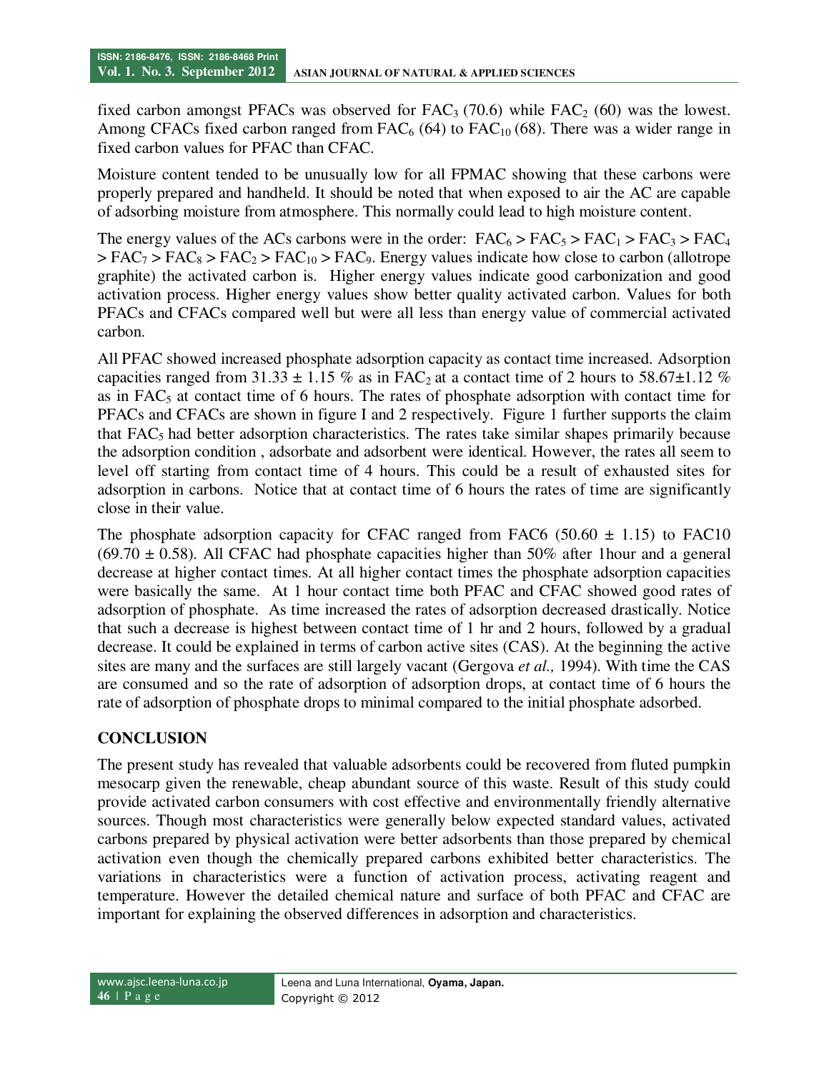fixed carbon amongst PFACs was observed for $FAC_3$ (70.6) while $FAC_2$ (60) was the lowest. Among CFACs fixed carbon ranged from $FAC_6$ (64) to $FAC_{10}$ (68). There was a wider range in fixed carbon values for PFAC than CFAC.

Moisture content tended to be unusually low for all FPMAC showing that these carbons were properly prepared and handheld. It should be noted that when exposed to air the AC are capable of adsorbing moisture from atmosphere. This normally could lead to high moisture content.

The energy values of the ACs carbons were in the order: $FAC_6 > FAC_5 > FAC_1 > FAC_3 > FAC_4 > FAC_7 > FAC_8 > FAC_2 > FAC_{10} > FAC_9$. Energy values indicate how close to carbon (allotrope graphite) the activated carbon is. Higher energy values indicate good carbonization and good activation process. Higher energy values show better quality activated carbon. Values for both PFACs and CFACs compared well but were all less than energy value of commercial activated carbon.

All PFAC showed increased phosphate adsorption capacity as contact time increased. Adsorption capacities ranged from $31.33 \pm 1.15$ % as in $FAC_2$ at a contact time of 2 hours to $58.67 \pm 1.12$ % as in $FAC_5$ at contact time of 6 hours. The rates of phosphate adsorption with contact time for PFACs and CFACs are shown in figure I and 2 respectively. Figure 1 further supports the claim that $FAC_5$ had better adsorption characteristics. The rates take similar shapes primarily because the adsorption condition , adsorbate and adsorbent were identical. However, the rates all seem to level off starting from contact time of 4 hours. This could be a result of exhausted sites for adsorption in carbons. Notice that at contact time of 6 hours the rates of time are significantly close in their value.

The phosphate adsorption capacity for CFAC ranged from FAC6 ($50.60 \pm 1.15$) to FAC10 ($69.70 \pm 0.58$). All CFAC had phosphate capacities higher than 50% after 1hour and a general decrease at higher contact times. At all higher contact times the phosphate adsorption capacities were basically the same. At 1 hour contact time both PFAC and CFAC showed good rates of adsorption of phosphate. As time increased the rates of adsorption decreased drastically. Notice that such a decrease is highest between contact time of 1 hr and 2 hours, followed by a gradual decrease. It could be explained in terms of carbon active sites (CAS). At the beginning the active sites are many and the surfaces are still largely vacant (Gergova *et al.,* 1994). With time the CAS are consumed and so the rate of adsorption of adsorption drops, at contact time of 6 hours the rate of adsorption of phosphate drops to minimal compared to the initial phosphate adsorbed.

## CONCLUSION

The present study has revealed that valuable adsorbents could be recovered from fluted pumpkin mesocarp given the renewable, cheap abundant source of this waste. Result of this study could provide activated carbon consumers with cost effective and environmentally friendly alternative sources. Though most characteristics were generally below expected standard values, activated carbons prepared by physical activation were better adsorbents than those prepared by chemical activation even though the chemically prepared carbons exhibited better characteristics. The variations in characteristics were a function of activation process, activating reagent and temperature. However the detailed chemical nature and surface of both PFAC and CFAC are important for explaining the observed differences in adsorption and characteristics.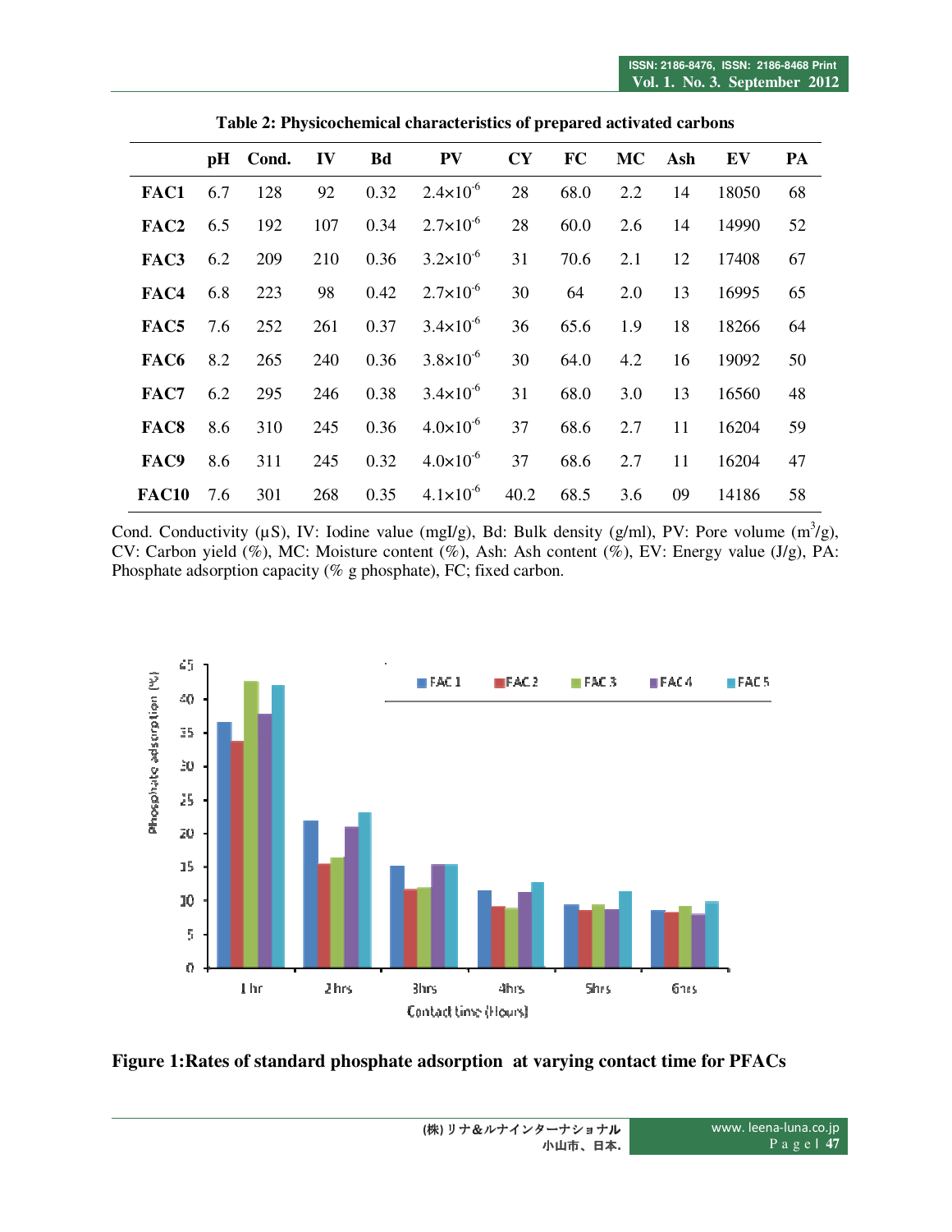**Table 2: Physicochemical characteristics of prepared activated carbons**

| | pH | Cond. | IV | Bd | PV | CY | FC | MC | Ash | EV | PA |
|---|---|---|---|---|---|---|---|---|---|---|---|
| **FAC1** | 6.7 | 128 | 92 | 0.32 | $2.4\times10^{-6}$ | 28 | 68.0 | 2.2 | 14 | 18050 | 68 |
| **FAC2** | 6.5 | 192 | 107 | 0.34 | $2.7\times10^{-6}$ | 28 | 60.0 | 2.6 | 14 | 14990 | 52 |
| **FAC3** | 6.2 | 209 | 210 | 0.36 | $3.2\times10^{-6}$ | 31 | 70.6 | 2.1 | 12 | 17408 | 67 |
| **FAC4** | 6.8 | 223 | 98 | 0.42 | $2.7\times10^{-6}$ | 30 | 64 | 2.0 | 13 | 16995 | 65 |
| **FAC5** | 7.6 | 252 | 261 | 0.37 | $3.4\times10^{-6}$ | 36 | 65.6 | 1.9 | 18 | 18266 | 64 |
| **FAC6** | 8.2 | 265 | 240 | 0.36 | $3.8\times10^{-6}$ | 30 | 64.0 | 4.2 | 16 | 19092 | 50 |
| **FAC7** | 6.2 | 295 | 246 | 0.38 | $3.4\times10^{-6}$ | 31 | 68.0 | 3.0 | 13 | 16560 | 48 |
| **FAC8** | 8.6 | 310 | 245 | 0.36 | $4.0\times10^{-6}$ | 37 | 68.6 | 2.7 | 11 | 16204 | 59 |
| **FAC9** | 8.6 | 311 | 245 | 0.32 | $4.0\times10^{-6}$ | 37 | 68.6 | 2.7 | 11 | 16204 | 47 |
| **FAC10** | 7.6 | 301 | 268 | 0.35 | $4.1\times10^{-6}$ | 40.2 | 68.5 | 3.6 | 09 | 14186 | 58 |

Cond. Conductivity (μS), IV: Iodine value (mgI/g), Bd: Bulk density (g/ml), PV: Pore volume ($m^3$/g), CV: Carbon yield (%), MC: Moisture content (%), Ash: Ash content (%), EV: Energy value (J/g), PA: Phosphate adsorption capacity (% g phosphate), FC; fixed carbon.

**Figure 1:Rates of standard phosphate adsorption at varying contact time for PFACs**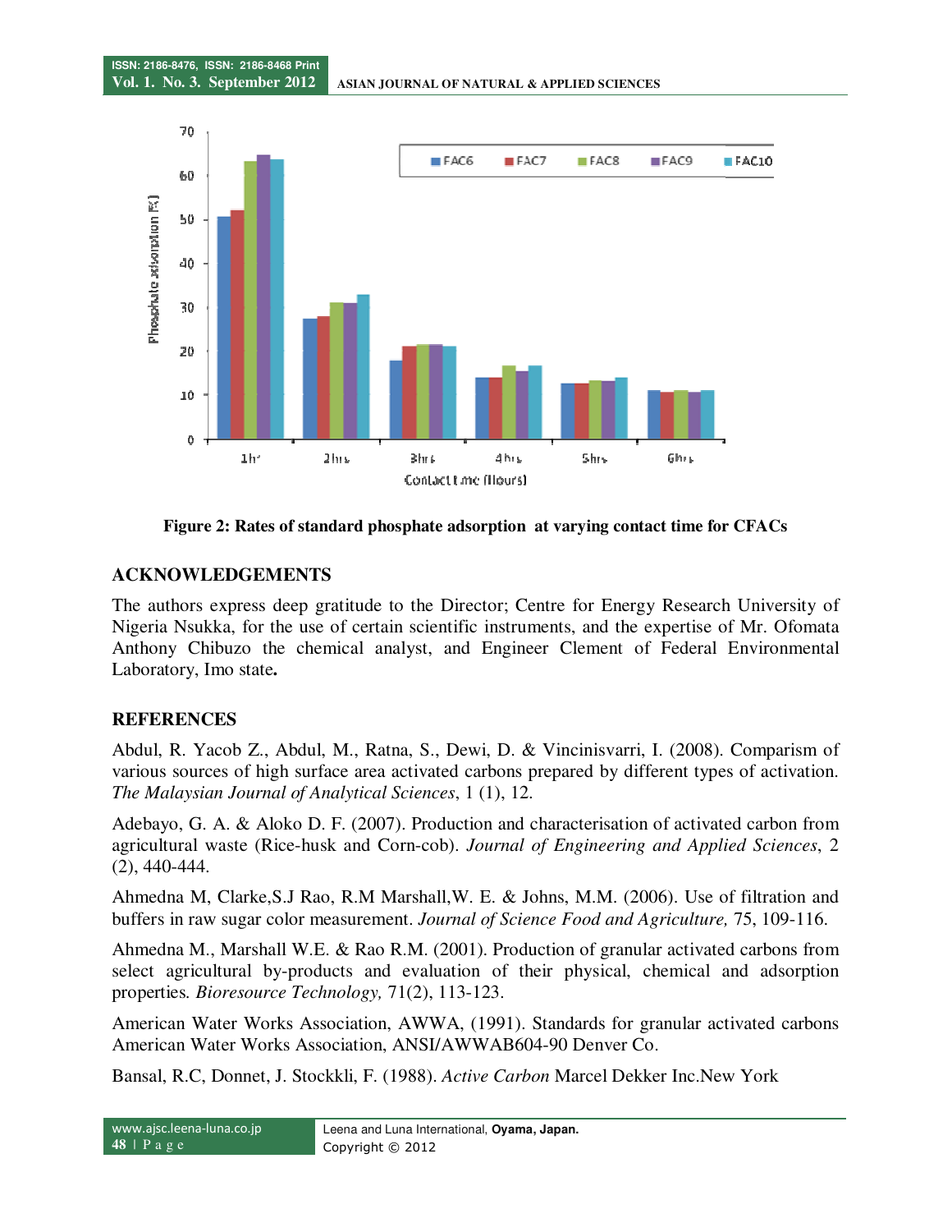Figure 2: Rates of standard phosphate adsorption at varying contact time for CFACs

## ACKNOWLEDGEMENTS

The authors express deep gratitude to the Director; Centre for Energy Research University of Nigeria Nsukka, for the use of certain scientific instruments, and the expertise of Mr. Ofomata Anthony Chibuzo the chemical analyst, and Engineer Clement of Federal Environmental Laboratory, Imo state**.**

## REFERENCES

Abdul, R. Yacob Z., Abdul, M., Ratna, S., Dewi, D. & Vincinisvarri, I. (2008). Comparism of various sources of high surface area activated carbons prepared by different types of activation. *The Malaysian Journal of Analytical Sciences*, 1 (1), 12.

Adebayo, G. A. & Aloko D. F. (2007). Production and characterisation of activated carbon from agricultural waste (Rice-husk and Corn-cob). *Journal of Engineering and Applied Sciences*, 2 (2), 440-444.

Ahmedna M, Clarke,S.J Rao, R.M Marshall,W. E. & Johns, M.M. (2006). Use of filtration and buffers in raw sugar color measurement. *Journal of Science Food and Agriculture,* 75, 109-116.

Ahmedna M., Marshall W.E. & Rao R.M. (2001). Production of granular activated carbons from select agricultural by-products and evaluation of their physical, chemical and adsorption properties. *Bioresource Technology,* 71(2), 113-123.

American Water Works Association, AWWA, (1991). Standards for granular activated carbons American Water Works Association, ANSI/AWWAB604-90 Denver Co.

Bansal, R.C, Donnet, J. Stockkli, F. (1988). *Active Carbon* Marcel Dekker Inc.New York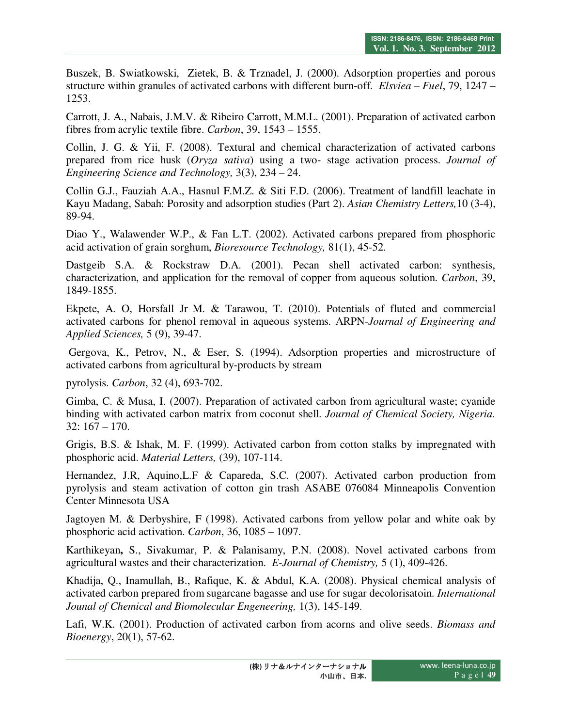Buszek, B. Swiatkowski, Zietek, B. & Trznadel, J. (2000). Adsorption properties and porous structure within granules of activated carbons with different burn-off. *Elsviea – Fuel*, 79, 1247 – 1253.

Carrott, J. A., Nabais, J.M.V. & Ribeiro Carrott, M.M.L. (2001). Preparation of activated carbon fibres from acrylic textile fibre. *Carbon*, 39, 1543 – 1555.

Collin, J. G. & Yii, F. (2008). Textural and chemical characterization of activated carbons prepared from rice husk (*Oryza sativa*) using a two- stage activation process. *Journal of Engineering Science and Technology,* 3(3), 234 – 24.

Collin G.J., Fauziah A.A., Hasnul F.M.Z. & Siti F.D. (2006). Treatment of landfill leachate in Kayu Madang, Sabah: Porosity and adsorption studies (Part 2). *Asian Chemistry Letters,*10 (3-4), 89-94.

Diao Y., Walawender W.P., & Fan L.T. (2002). Activated carbons prepared from phosphoric acid activation of grain sorghum, *Bioresource Technology,* 81(1), 45-52.

Dastgeib S.A. & Rockstraw D.A. (2001). Pecan shell activated carbon: synthesis, characterization, and application for the removal of copper from aqueous solution. *Carbon*, 39, 1849-1855.

Ekpete, A. O, Horsfall Jr M. & Tarawou, T. (2010). Potentials of fluted and commercial activated carbons for phenol removal in aqueous systems. ARPN-*Journal of Engineering and Applied Sciences,* 5 (9), 39-47.

Gergova, K., Petrov, N., & Eser, S. (1994). Adsorption properties and microstructure of activated carbons from agricultural by-products by stream

pyrolysis. *Carbon*, 32 (4), 693-702.

Gimba, C. & Musa, I. (2007). Preparation of activated carbon from agricultural waste; cyanide binding with activated carbon matrix from coconut shell. *Journal of Chemical Society, Nigeria.* 32: 167 – 170.

Grigis, B.S. & Ishak, M. F. (1999). Activated carbon from cotton stalks by impregnated with phosphoric acid. *Material Letters,* (39), 107-114.

Hernandez, J.R, Aquino,L.F & Capareda, S.C. (2007). Activated carbon production from pyrolysis and steam activation of cotton gin trash ASABE 076084 Minneapolis Convention Center Minnesota USA

Jagtoyen M. & Derbyshire, F (1998). Activated carbons from yellow polar and white oak by phosphoric acid activation. *Carbon*, 36, 1085 – 1097.

Karthikeyan**,** S., Sivakumar, P. & Palanisamy, P.N. (2008). Novel activated carbons from agricultural wastes and their characterization. *E-Journal of Chemistry,* 5 (1), 409-426.

Khadija, Q., Inamullah, B., Rafique, K. & Abdul, K.A. (2008). Physical chemical analysis of activated carbon prepared from sugarcane bagasse and use for sugar decolorisatoin. *International Jounal of Chemical and Biomolecular Engeneering,* 1(3), 145-149.

Lafi, W.K. (2001). Production of activated carbon from acorns and olive seeds. *Biomass and Bioenergy*, 20(1), 57-62.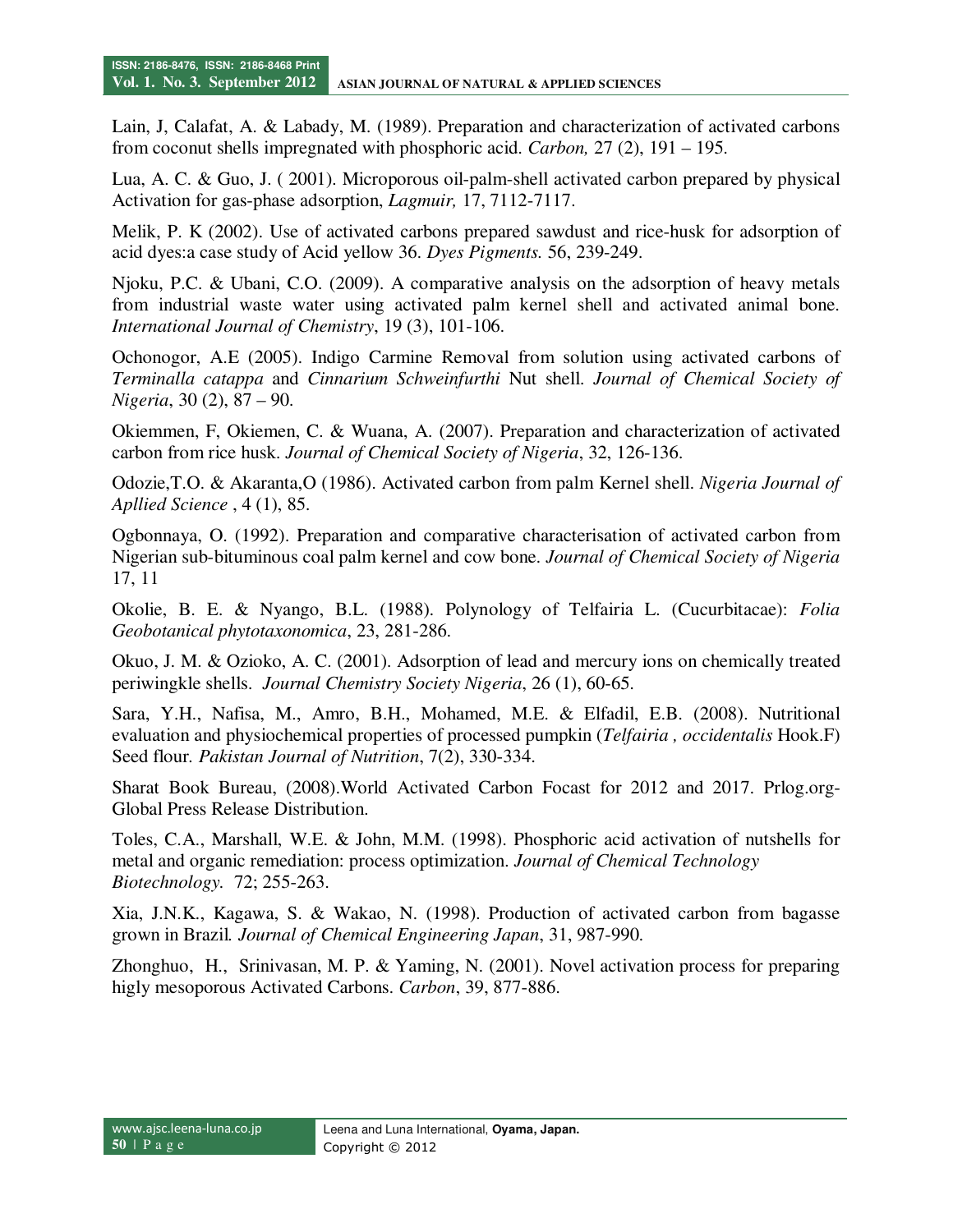Lain, J, Calafat, A. & Labady, M. (1989). Preparation and characterization of activated carbons from coconut shells impregnated with phosphoric acid. *Carbon,* 27 (2), 191 – 195.

Lua, A. C. & Guo, J. ( 2001). Microporous oil-palm-shell activated carbon prepared by physical Activation for gas-phase adsorption, *Lagmuir,* 17, 7112-7117.

Melik, P. K (2002). Use of activated carbons prepared sawdust and rice-husk for adsorption of acid dyes:a case study of Acid yellow 36. *Dyes Pigments.* 56, 239-249.

Njoku, P.C. & Ubani, C.O. (2009). A comparative analysis on the adsorption of heavy metals from industrial waste water using activated palm kernel shell and activated animal bone. *International Journal of Chemistry*, 19 (3), 101-106.

Ochonogor, A.E (2005). Indigo Carmine Removal from solution using activated carbons of *Terminalla catappa* and *Cinnarium Schweinfurthi* Nut shell. *Journal of Chemical Society of Nigeria*, 30 (2), 87 – 90.

Okiemmen, F, Okiemen, C. & Wuana, A. (2007). Preparation and characterization of activated carbon from rice husk. *Journal of Chemical Society of Nigeria*, 32, 126-136.

Odozie,T.O. & Akaranta,O (1986). Activated carbon from palm Kernel shell. *Nigeria Journal of Apllied Science* , 4 (1), 85.

Ogbonnaya, O. (1992). Preparation and comparative characterisation of activated carbon from Nigerian sub-bituminous coal palm kernel and cow bone. *Journal of Chemical Society of Nigeria* 17, 11

Okolie, B. E. & Nyango, B.L. (1988). Polynology of Telfairia L. (Cucurbitacae): *Folia Geobotanical phytotaxonomica*, 23, 281-286.

Okuo, J. M. & Ozioko, A. C. (2001). Adsorption of lead and mercury ions on chemically treated periwingkle shells. *Journal Chemistry Society Nigeria*, 26 (1), 60-65.

Sara, Y.H., Nafisa, M., Amro, B.H., Mohamed, M.E. & Elfadil, E.B. (2008). Nutritional evaluation and physiochemical properties of processed pumpkin (*Telfairia , occidentalis* Hook.F) Seed flour. *Pakistan Journal of Nutrition*, 7(2), 330-334.

Sharat Book Bureau, (2008).World Activated Carbon Focast for 2012 and 2017. Prlog.org-Global Press Release Distribution.

Toles, C.A., Marshall, W.E. & John, M.M. (1998). Phosphoric acid activation of nutshells for metal and organic remediation: process optimization. *Journal of Chemical Technology Biotechnology.* 72; 255-263.

Xia, J.N.K., Kagawa, S. & Wakao, N. (1998). Production of activated carbon from bagasse grown in Brazil. *Journal of Chemical Engineering Japan*, 31, 987-990.

Zhonghuo, H., Srinivasan, M. P. & Yaming, N. (2001). Novel activation process for preparing higly mesoporous Activated Carbons. *Carbon*, 39, 877-886.